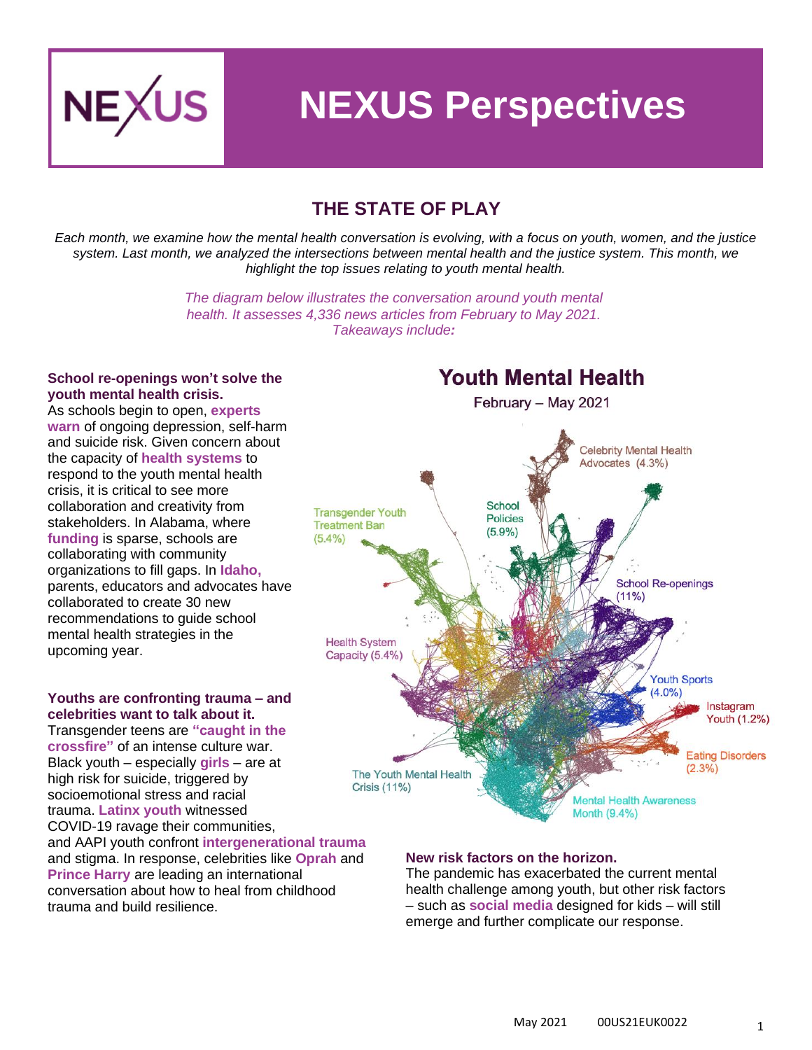# NEXUS Perspectives

## THE STATE OF PLAY

*Each month, we examine how the mental health conversation is evolving, with a focus on youth, women, and the justice system. Last month, we analyzed the intersections between mental health and the justice system. This month, we highlight the top issues relating to youth mental health.*

*The diagram below illustrates the conversation around youth mental health. It assesses 4,336 news articles from February to May 2021. Takeaways include:*

**School re-openings won't solve the youth mental health crisis.**
As schools begin to open, **experts warn** of ongoing depression, self-harm and suicide risk. Given concern about the capacity of **health systems** to respond to the youth mental health crisis, it is critical to see more collaboration and creativity from stakeholders. In Alabama, where **funding** is sparse, schools are collaborating with community organizations to fill gaps. In **Idaho,** parents, educators and advocates have collaborated to create 30 new recommendations to guide school mental health strategies in the upcoming year.

**Youths are confronting trauma – and celebrities want to talk about it.**
Transgender teens are **"caught in the crossfire"** of an intense culture war. Black youth – especially **girls** – are at high risk for suicide, triggered by socioemotional stress and racial trauma. **Latinx youth** witnessed COVID-19 ravage their communities, and AAPI youth confront **intergenerational trauma** and stigma. In response, celebrities like **Oprah** and **Prince Harry** are leading an international conversation about how to heal from childhood trauma and build resilience.

**Youth Mental Health**
February – May 2021

- Celebrity Mental Health Advocates (4.3%)
- School Policies (5.9%)
- Transgender Youth Treatment Ban (5.4%)
- School Re-openings (11%)
- Health System Capacity (5.4%)
- Youth Sports (4.0%)
- Instagram Youth (1.2%)
- Eating Disorders (2.3%)
- The Youth Mental Health Crisis (11%)
- Mental Health Awareness Month (9.4%)

**New risk factors on the horizon.**
The pandemic has exacerbated the current mental health challenge among youth, but other risk factors – such as **social media** designed for kids – will still emerge and further complicate our response.

May 2021 00US21EUK0022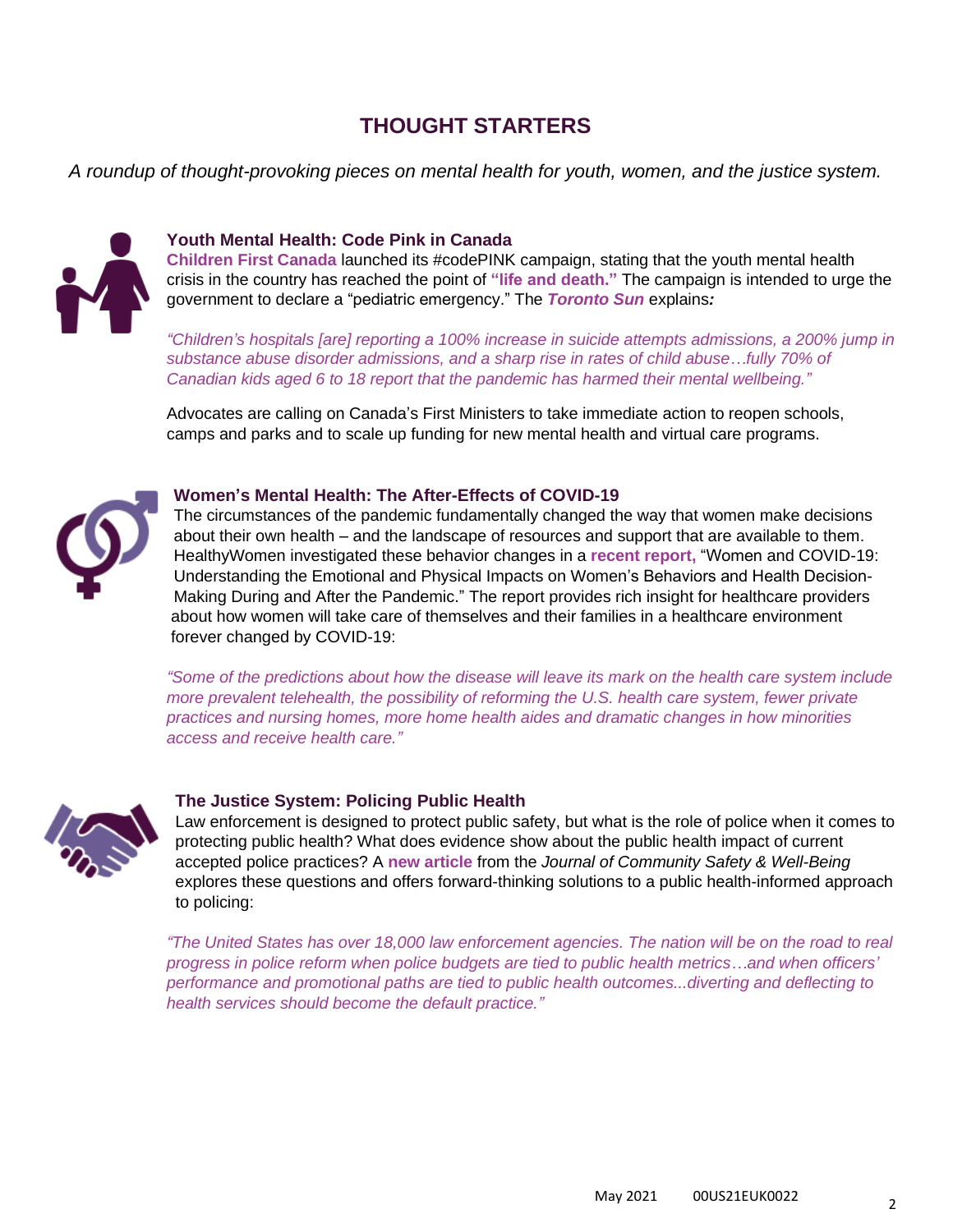# THOUGHT STARTERS

*A roundup of thought-provoking pieces on mental health for youth, women, and the justice system.*

### Youth Mental Health: Code Pink in Canada

**Children First Canada** launched its #codePINK campaign, stating that the youth mental health crisis in the country has reached the point of **"life and death."** The campaign is intended to urge the government to declare a "pediatric emergency." The ***Toronto Sun*** explains***:***

*"Children's hospitals [are] reporting a 100% increase in suicide attempts admissions, a 200% jump in substance abuse disorder admissions, and a sharp rise in rates of child abuse…fully 70% of Canadian kids aged 6 to 18 report that the pandemic has harmed their mental wellbeing."*

Advocates are calling on Canada's First Ministers to take immediate action to reopen schools, camps and parks and to scale up funding for new mental health and virtual care programs.

### Women's Mental Health: The After-Effects of COVID-19

The circumstances of the pandemic fundamentally changed the way that women make decisions about their own health – and the landscape of resources and support that are available to them. HealthyWomen investigated these behavior changes in a **recent report,** "Women and COVID-19: Understanding the Emotional and Physical Impacts on Women's Behaviors and Health Decision-Making During and After the Pandemic." The report provides rich insight for healthcare providers about how women will take care of themselves and their families in a healthcare environment forever changed by COVID-19:

*"Some of the predictions about how the disease will leave its mark on the health care system include more prevalent telehealth, the possibility of reforming the U.S. health care system, fewer private practices and nursing homes, more home health aides and dramatic changes in how minorities access and receive health care."*

### The Justice System: Policing Public Health

Law enforcement is designed to protect public safety, but what is the role of police when it comes to protecting public health? What does evidence show about the public health impact of current accepted police practices? A **new article** from the *Journal of Community Safety & Well-Being* explores these questions and offers forward-thinking solutions to a public health-informed approach to policing:

*"The United States has over 18,000 law enforcement agencies. The nation will be on the road to real progress in police reform when police budgets are tied to public health metrics…and when officers' performance and promotional paths are tied to public health outcomes...diverting and deflecting to health services should become the default practice."*

May 2021 00US21EUK0022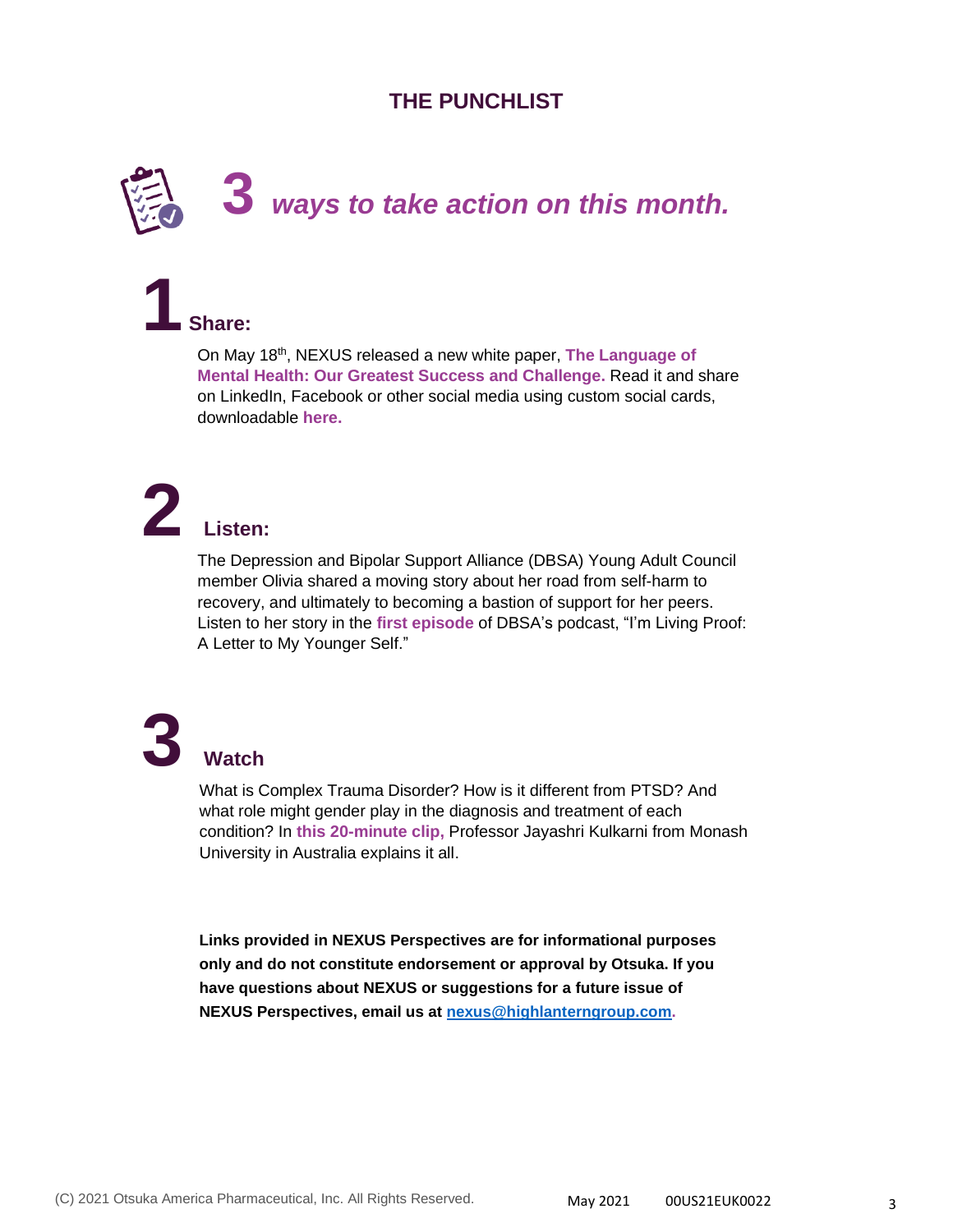## THE PUNCHLIST

# 3 *ways to take action on this month.*

### 1 Share:

On May 18th, NEXUS released a new white paper, **The Language of Mental Health: Our Greatest Success and Challenge.** Read it and share on LinkedIn, Facebook or other social media using custom social cards, downloadable **here.**

### 2 Listen:

The Depression and Bipolar Support Alliance (DBSA) Young Adult Council member Olivia shared a moving story about her road from self-harm to recovery, and ultimately to becoming a bastion of support for her peers. Listen to her story in the **first episode** of DBSA's podcast, "I'm Living Proof: A Letter to My Younger Self."

### 3 Watch

What is Complex Trauma Disorder? How is it different from PTSD? And what role might gender play in the diagnosis and treatment of each condition? In **this 20-minute clip,** Professor Jayashri Kulkarni from Monash University in Australia explains it all.

**Links provided in NEXUS Perspectives are for informational purposes only and do not constitute endorsement or approval by Otsuka. If you have questions about NEXUS or suggestions for a future issue of NEXUS Perspectives, email us at nexus@highlanterngroup.com.**

(C) 2021 Otsuka America Pharmaceutical, Inc. All Rights Reserved. May 2021 00US21EUK0022